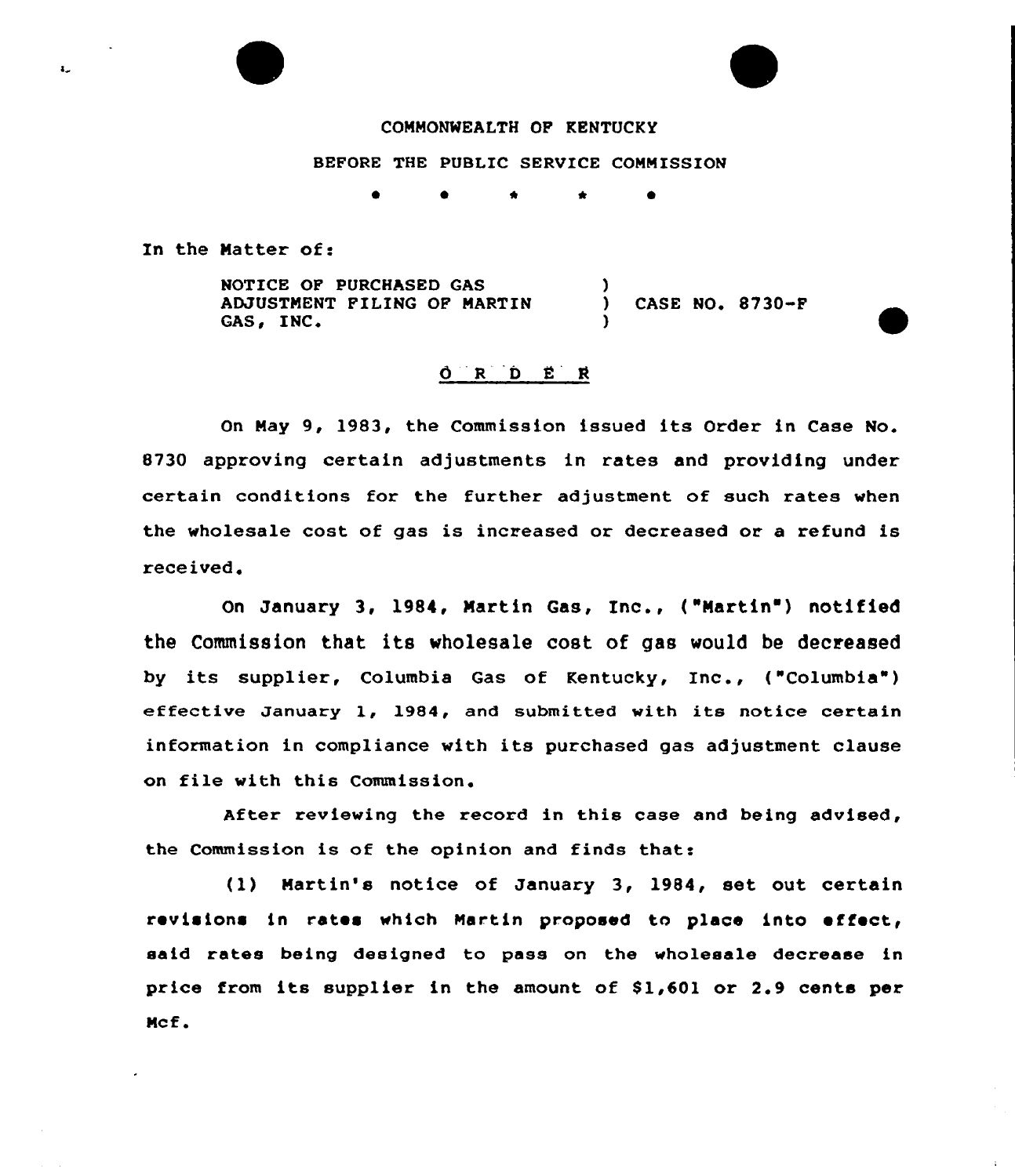COMMONWEALTH OF KENTUCKY

BEFORE THE PUBLIC SERVICE COMMISSION

\* \* \* \* \*

In the Matter of:

NOTICE OF PURCHASED GAS ADJUSTMENT FILING OF MARTIN GAS, INC. ) CASE NO. 8730-F

## O R D E R

On May 9, 1983, the Commission issued its Order in Case No. 8730 approving certain adjustments in rates and providing under certain conditions for the further adjustment of such rates when the wholesale cost of gas is increased or decreased or a refund is received.

On January 3, 1984, Martin Gas, Inc., ("Martin") notified the Commission that its wholesale cost of gas would be decreased by its supplier, Columbia Gas of Kentucky, Inc., ("Columbia") effective January 1, 1984, and submitted with its notice certain information in compliance with its purchased gas adjustment clause on file with this Commission.

After reviewing the record in this case and being advised, the Commission is of the opinion and finds that:

(1) Martin's notice of January 3, 1984, set out certain revisions in rates which Martin proposed to place into effect, said rates being designed to pass on the wholesale decrease in price from its supplier in the amount of $1,601 or 2.9 cents per Mcf.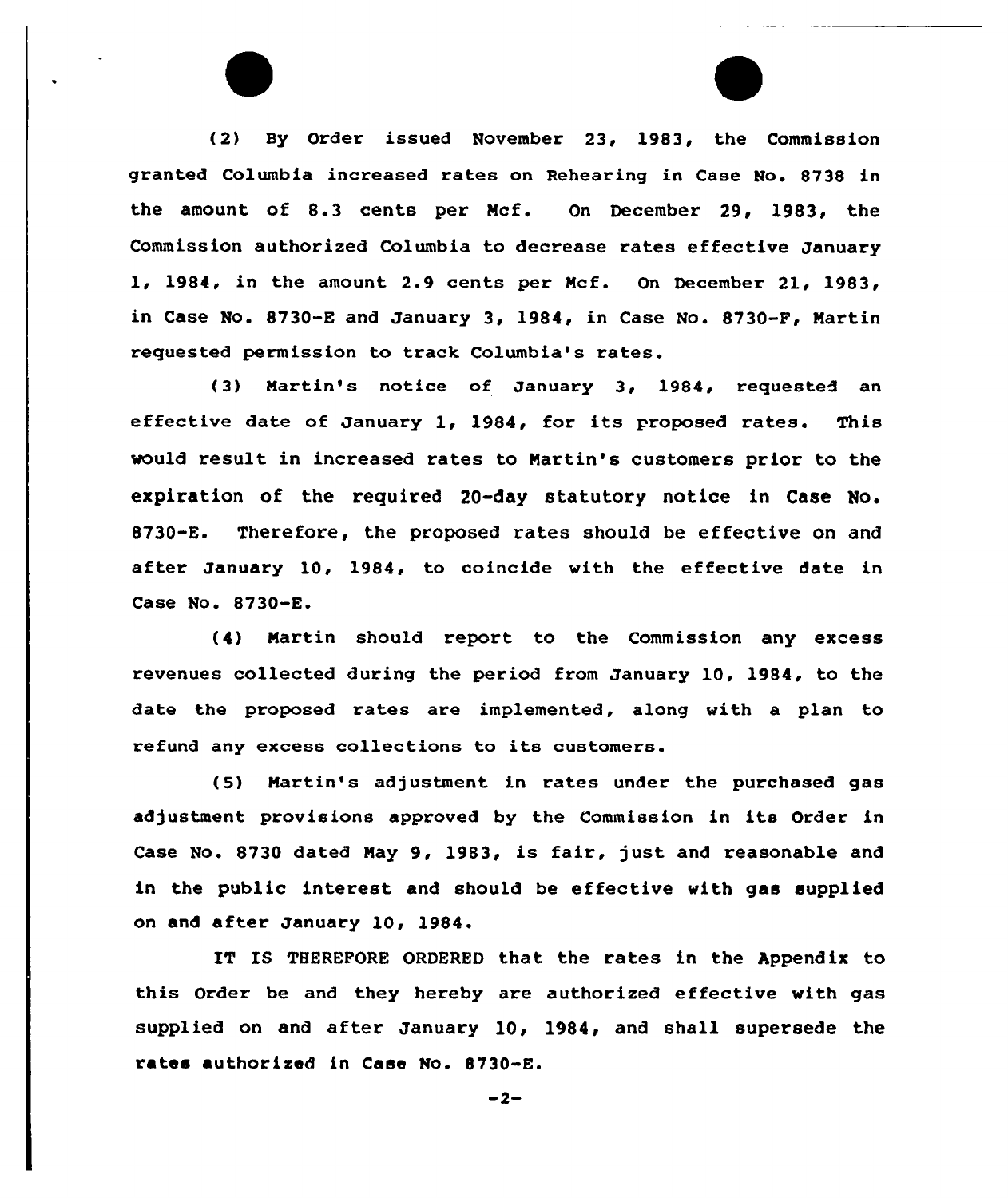(2) By Order issued November 23, 1983, the Commission granted Columbia increased rates on Rehearing in Case No. 8738 in the amount of 8.3 cents per Mcf. On December 29, 1983, the Commission authorized Columbia to decrease rates effective January 1, 1984, in the amount 2.9 cents per Mcf. On December 21, 1983, in Case No. 8730-E and January 3, 1984, in Case No. 8730-F, Martin requested permission to track Columbia's rates.

(3) Martin's notice of January 3, 1984, requested an effective date of January 1, 1984, for its proposed rates. This would result in increased rates to Martin's customers prior to the expiration of the required 20-day statutory notice in Case No. 8730-E. Therefore, the proposed rates should be effective on and after January 10, 1984, to coincide with the effective date in Case No. 8730-E.

(4) Martin should report to the Commission any excess revenues collected during the period from January 10, 1984, to the date the proposed rates are implemented, along with a plan to refund any excess collections to its customers.

(5) Martin's adjustment in rates under the purchased gas adjustment provisions approved by the Commission in its Order in Case No. 8730 dated May 9, 1983, is fair, just and reasonable and in the public interest and should be effective with gas supplied on and after January 10, 1984.

IT IS THEREFORE ORDERED that the rates in the Appendix to this Order be and they hereby are authorized effective with gas supplied on and after January 10, 1984, and shall supersede the rates authorized in Case No. 8730-E.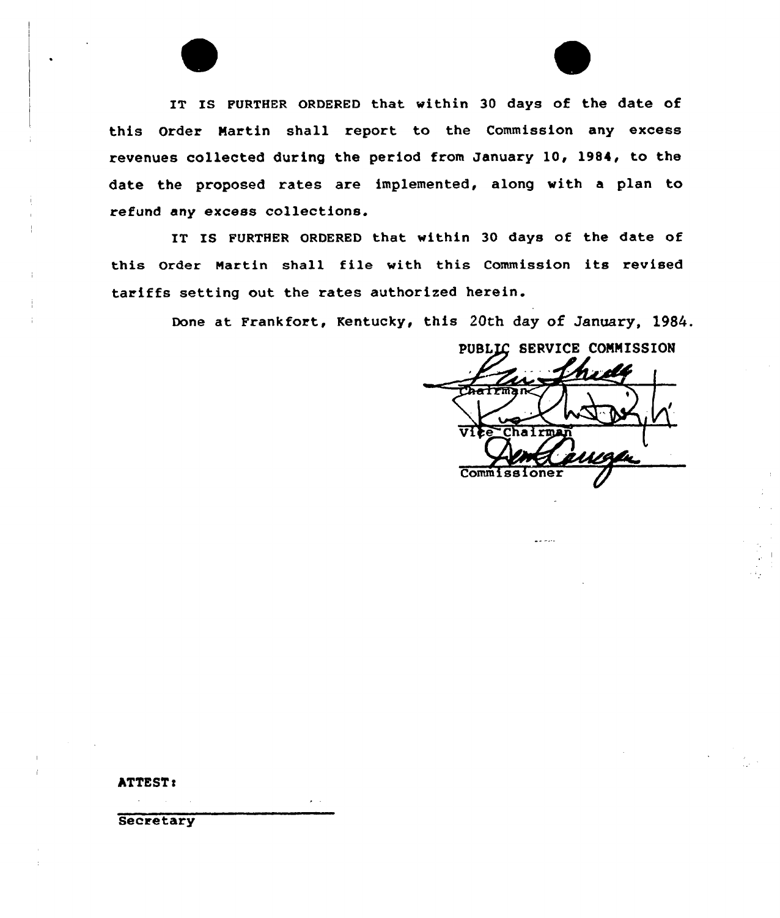IT IS FURTHER ORDERED that within 30 days of the date of this Order Martin shall report to the Commission any excess revenues collected during the period from January 10, 1984, to the date the proposed rates are implemented, along with a plan to refund any excess collections.

IT IS FURTHER ORDERED that within 30 days of the date of this Order Martin shall file with this Commission its revised tariffs setting out the rates authorized herein.

Done at Frankfort, Kentucky, this 20th day of January, 1984.

PUBLIC SERVICE COMMISSION

Chairman

Vice Chairman

Commissioner

ATTEST:

Secretary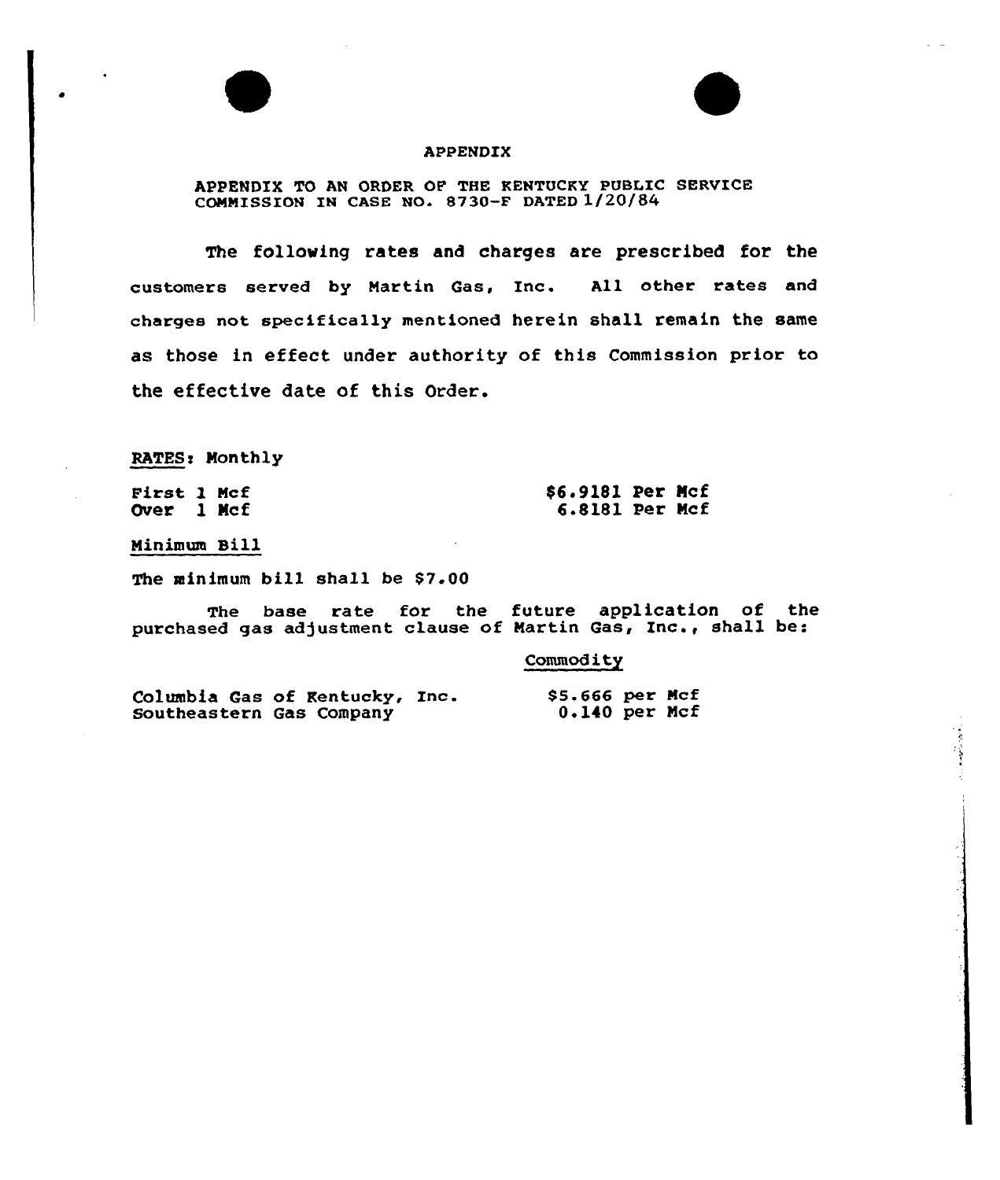# APPENDIX

APPENDIX TO AN ORDER OF THE KENTUCKY PUBLIC SERVICE COMMISSION IN CASE NO. 8730-F DATED 1/20/84

The following rates and charges are prescribed for the customers served by Martin Gas, Inc. All other rates and charges not specifically mentioned herein shall remain the same as those in effect under authority of this Commission prior to the effective date of this Order.

RATES: Monthly

| | |
|---|---|
| First 1 Mcf | $6.9181 Per Mcf |
| Over 1 Mcf | 6.8181 Per Mcf |

Minimum Bill

The minimum bill shall be $7.00

The base rate for the future application of the purchased gas adjustment clause of Martin Gas, Inc., shall be:

| | Commodity |
|---|---|
| Columbia Gas of Kentucky, Inc. | $5.666 per Mcf |
| Southeastern Gas Company | 0.140 per Mcf |